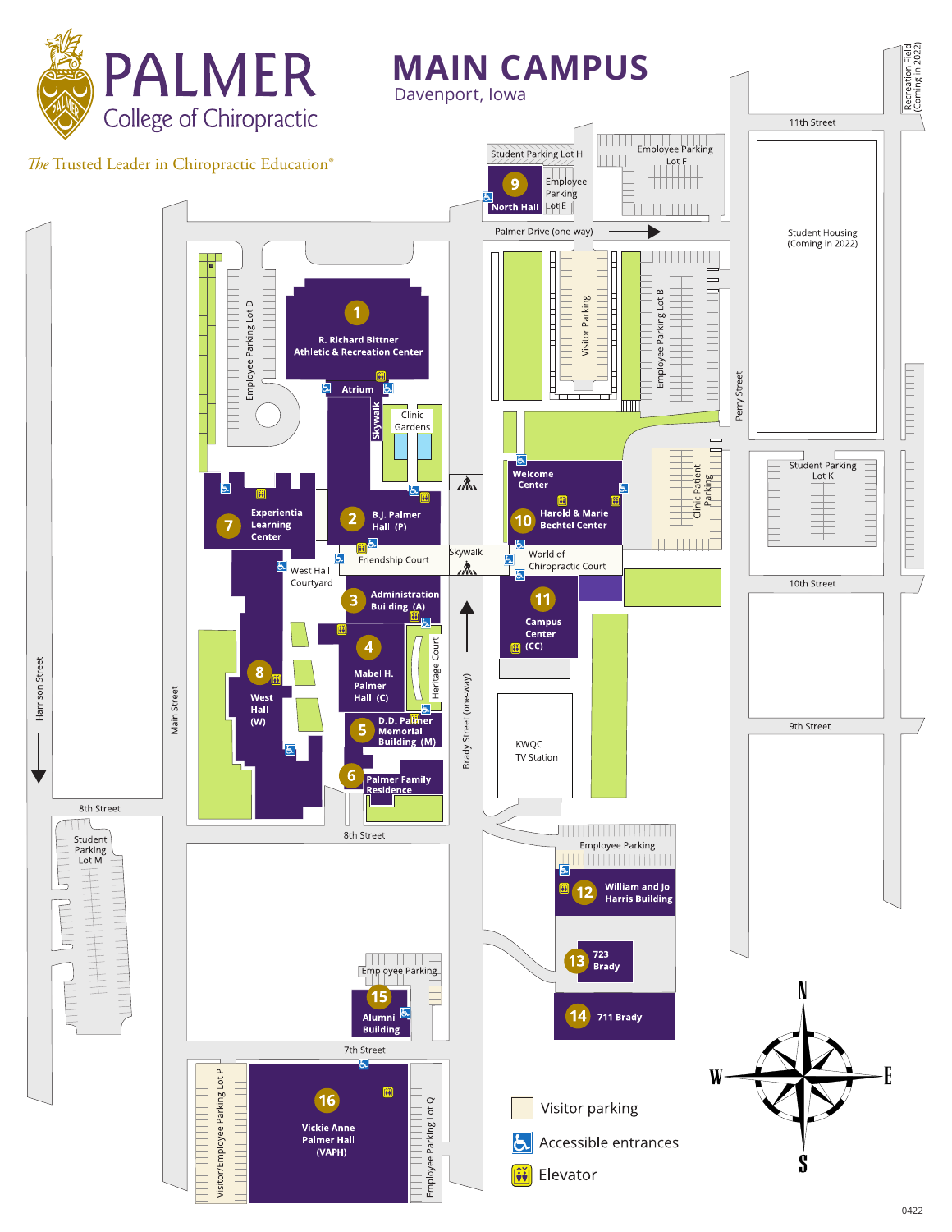# PALMER

## College of Chiropractic

*The* Trusted Leader in Chiropractic Education®

# MAIN CAMPUS

Davenport, Iowa

1. R. Richard Bittner Athletic & Recreation Center
2. B.J. Palmer Hall (P)
3. Administration Building (A)
4. Mabel H. Palmer Hall (C)
5. D.D. Palmer Memorial Building (M)
6. Palmer Family Residence
7. Experiential Learning Center
8. West Hall (W)
9. North Hall
10. Harold & Marie Bechtel Center
11. Campus Center (CC)
12. William and Jo Harris Building
13. 723 Brady
14. 711 Brady
15. Alumni Building
16. Vickie Anne Palmer Hall (VAPH)

Atrium
Skywalk
Clinic Gardens
Friendship Court
West Hall Courtyard
Heritage Court
Welcome Center
World of Chiropractic Court
KWQC TV Station
Student Housing (Coming in 2022)
Recreation Field (Coming in 2022)

Student Parking Lot H
Employee Parking Lot F
Employee Parking Lot E
Employee Parking Lot D
Visitor Parking
Employee Parking Lot B
Clinic Patient Parking
Student Parking Lot K
Student Parking Lot M
Employee Parking
Visitor/Employee Parking Lot P
Employee Parking Lot Q

11th Street
Palmer Drive (one-way)
Perry Street
10th Street
9th Street
8th Street
7th Street
Harrison Street
Main Street
Brady Street (one-way)

Visitor parking
Accessible entrances
Elevator

N
S
E
W

0422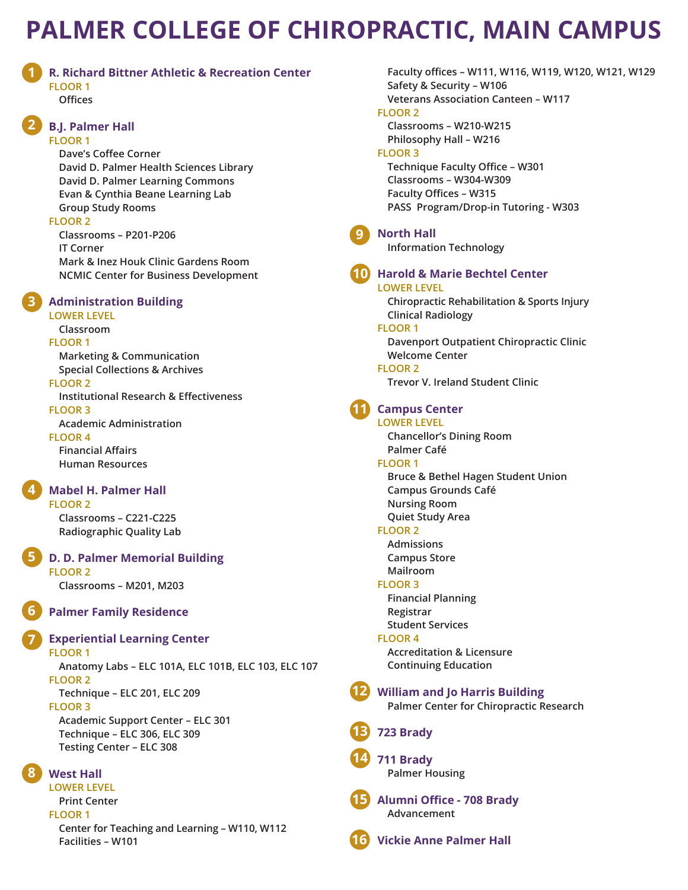# PALMER COLLEGE OF CHIROPRACTIC, MAIN CAMPUS

## 1 R. Richard Bittner Athletic & Recreation Center

**FLOOR 1**
- Offices

## 2 B.J. Palmer Hall

**FLOOR 1**
- Dave's Coffee Corner
- David D. Palmer Health Sciences Library
- David D. Palmer Learning Commons
- Evan & Cynthia Beane Learning Lab
- Group Study Rooms

**FLOOR 2**
- Classrooms – P201-P206
- IT Corner
- Mark & Inez Houk Clinic Gardens Room
- NCMIC Center for Business Development

## 3 Administration Building

**LOWER LEVEL**
- Classroom

**FLOOR 1**
- Marketing & Communication
- Special Collections & Archives

**FLOOR 2**
- Institutional Research & Effectiveness

**FLOOR 3**
- Academic Administration

**FLOOR 4**
- Financial Affairs
- Human Resources

## 4 Mabel H. Palmer Hall

**FLOOR 2**
- Classrooms – C221-C225
- Radiographic Quality Lab

## 5 D. D. Palmer Memorial Building

**FLOOR 2**
- Classrooms – M201, M203

## 6 Palmer Family Residence

## 7 Experiential Learning Center

**FLOOR 1**
- Anatomy Labs – ELC 101A, ELC 101B, ELC 103, ELC 107

**FLOOR 2**
- Technique – ELC 201, ELC 209

**FLOOR 3**
- Academic Support Center – ELC 301
- Technique – ELC 306, ELC 309
- Testing Center – ELC 308

## 8 West Hall

**LOWER LEVEL**
- Print Center

**FLOOR 1**
- Center for Teaching and Learning – W110, W112
- Facilities – W101
- Faculty offices – W111, W116, W119, W120, W121, W129
- Safety & Security – W106
- Veterans Association Canteen – W117

**FLOOR 2**
- Classrooms – W210-W215
- Philosophy Hall – W216

**FLOOR 3**
- Technique Faculty Office – W301
- Classrooms – W304-W309
- Faculty Offices – W315
- PASS Program/Drop-in Tutoring - W303

## 9 North Hall

- Information Technology

## 10 Harold & Marie Bechtel Center

**LOWER LEVEL**
- Chiropractic Rehabilitation & Sports Injury
- Clinical Radiology

**FLOOR 1**
- Davenport Outpatient Chiropractic Clinic
- Welcome Center

**FLOOR 2**
- Trevor V. Ireland Student Clinic

## 11 Campus Center

**LOWER LEVEL**
- Chancellor's Dining Room
- Palmer Café

**FLOOR 1**
- Bruce & Bethel Hagen Student Union
- Campus Grounds Café
- Nursing Room
- Quiet Study Area

**FLOOR 2**
- Admissions
- Campus Store
- Mailroom

**FLOOR 3**
- Financial Planning
- Registrar
- Student Services

**FLOOR 4**
- Accreditation & Licensure
- Continuing Education

## 12 William and Jo Harris Building

- Palmer Center for Chiropractic Research

## 13 723 Brady

## 14 711 Brady

- Palmer Housing

## 15 Alumni Office - 708 Brady

- Advancement

## 16 Vickie Anne Palmer Hall